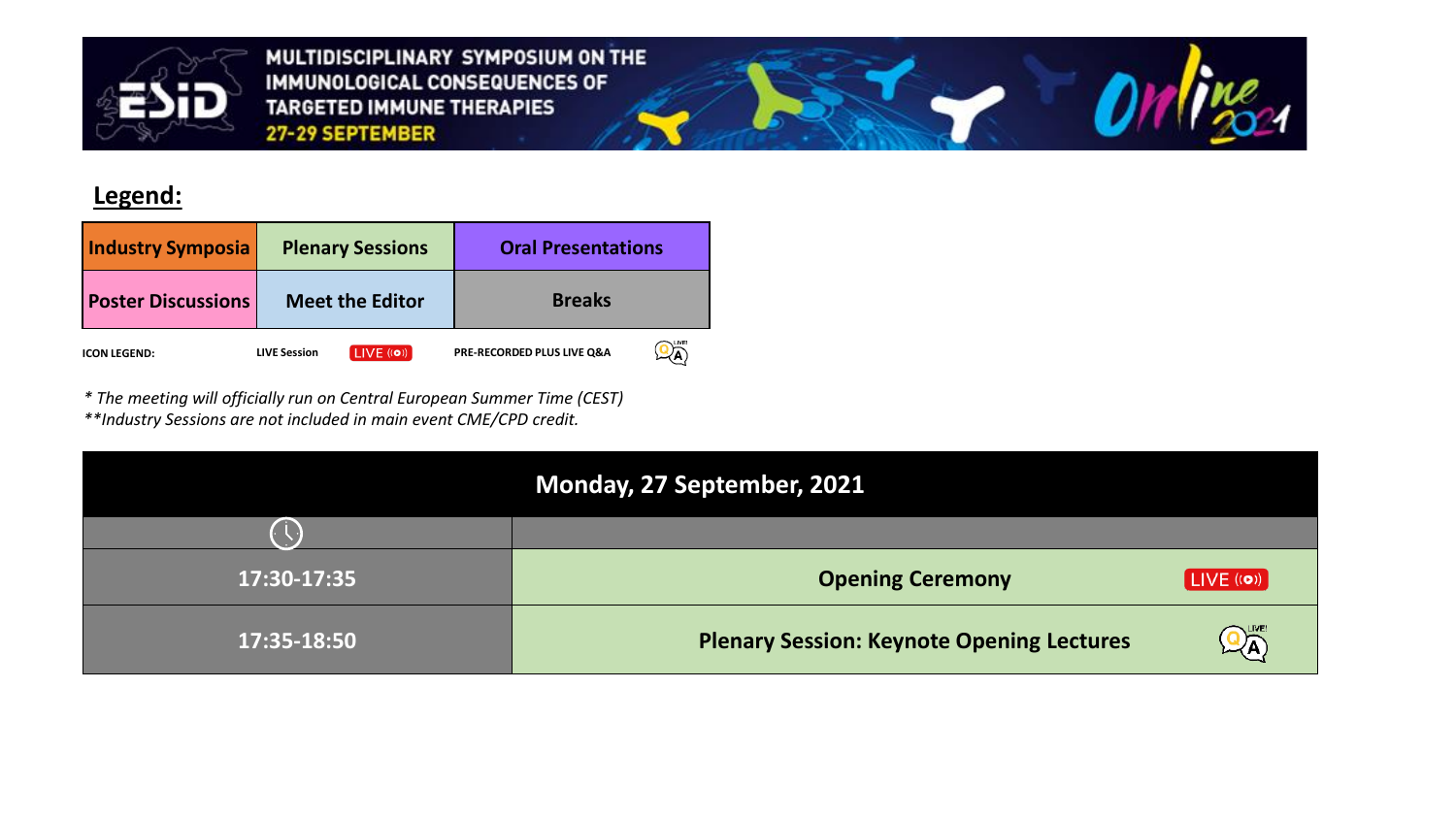MULTIDISCIPLINARY SYMPOSIUM ON THE IMMUNOLOGICAL CONSEQUENCES OF TARGETED IMMUNE THERAPIES

27-29 SEPTEMBER

Online 2021

## Legend:

| Industry Symposia | Plenary Sessions | Oral Presentations |
|---|---|---|
| Poster Discussions | Meet the Editor | Breaks |

ICON LEGEND: LIVE Session: LIVE — PRE-RECORDED PLUS LIVE Q&A: LIVE! Q&A

*\* The meeting will officially run on Central European Summer Time (CEST)*

*\*\*Industry Sessions are not included in main event CME/CPD credit.*

| Monday, 27 September, 2021 | |
|---|---|
| | |
| 17:30-17:35 | Opening Ceremony (LIVE) |
| 17:35-18:50 | Plenary Session: Keynote Opening Lectures (LIVE! Q&A) |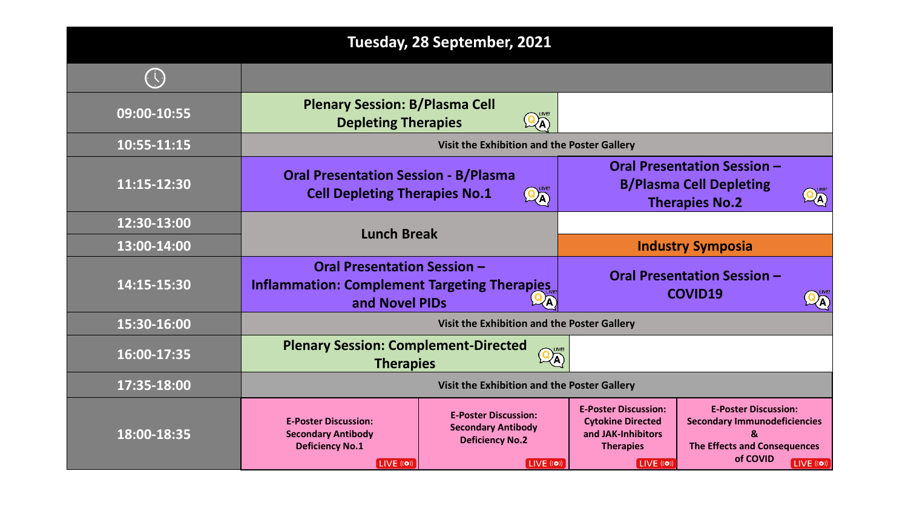# Tuesday, 28 September, 2021

| Time | | | | |
|---|---|---|---|---|
| 09:00-10:55 | Plenary Session: B/Plasma Cell Depleting Therapies (LIVE Q&A) | | | |
| 10:55-11:15 | Visit the Exhibition and the Poster Gallery | | | |
| 11:15-12:30 | Oral Presentation Session - B/Plasma Cell Depleting Therapies No.1 (LIVE Q&A) | | Oral Presentation Session – B/Plasma Cell Depleting Therapies No.2 (LIVE Q&A) | |
| 12:30-13:00 | Lunch Break | | | |
| 13:00-14:00 | | | Industry Symposia | |
| 14:15-15:30 | Oral Presentation Session – Inflammation: Complement Targeting Therapies and Novel PIDs (LIVE Q&A) | | Oral Presentation Session – COVID19 (LIVE Q&A) | |
| 15:30-16:00 | Visit the Exhibition and the Poster Gallery | | | |
| 16:00-17:35 | Plenary Session: Complement-Directed Therapies (LIVE Q&A) | | | |
| 17:35-18:00 | Visit the Exhibition and the Poster Gallery | | | |
| 18:00-18:35 | E-Poster Discussion: Secondary Antibody Deficiency No.1 (LIVE) | E-Poster Discussion: Secondary Antibody Deficiency No.2 (LIVE) | E-Poster Discussion: Cytokine Directed and JAK-Inhibitors Therapies (LIVE) | E-Poster Discussion: Secondary Immunodeficiencies & The Effects and Consequences of COVID (LIVE) |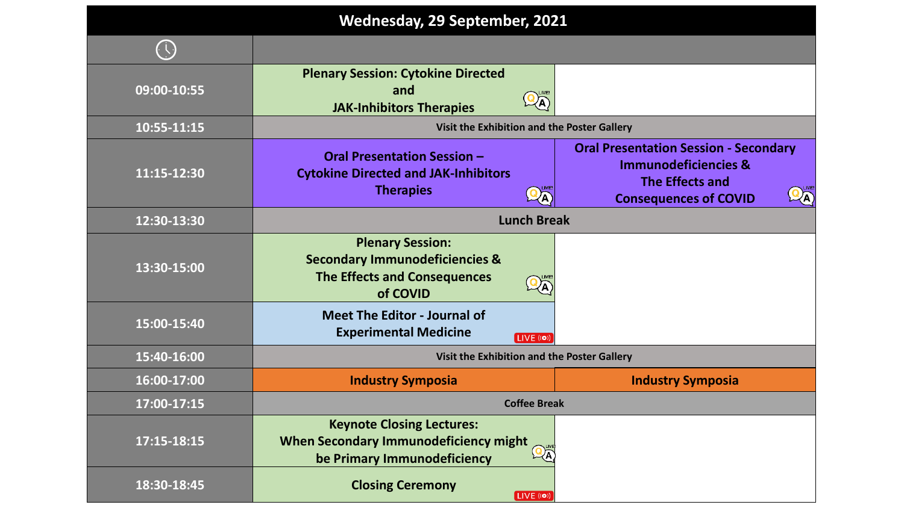# Wednesday, 29 September, 2021

| | | |
|---|---|---|
| 09:00-10:55 | Plenary Session: Cytokine Directed and JAK-Inhibitors Therapies (Q&A LIVE) | |
| 10:55-11:15 | Visit the Exhibition and the Poster Gallery | |
| 11:15-12:30 | Oral Presentation Session – Cytokine Directed and JAK-Inhibitors Therapies (Q&A LIVE) | Oral Presentation Session - Secondary Immunodeficiencies & The Effects and Consequences of COVID (Q&A LIVE) |
| 12:30-13:30 | Lunch Break | |
| 13:30-15:00 | Plenary Session: Secondary Immunodeficiencies & The Effects and Consequences of COVID (Q&A LIVE) | |
| 15:00-15:40 | Meet The Editor - Journal of Experimental Medicine (LIVE) | |
| 15:40-16:00 | Visit the Exhibition and the Poster Gallery | |
| 16:00-17:00 | Industry Symposia | Industry Symposia |
| 17:00-17:15 | Coffee Break | |
| 17:15-18:15 | Keynote Closing Lectures: When Secondary Immunodeficiency might be Primary Immunodeficiency (Q&A LIVE) | |
| 18:30-18:45 | Closing Ceremony (LIVE) | |